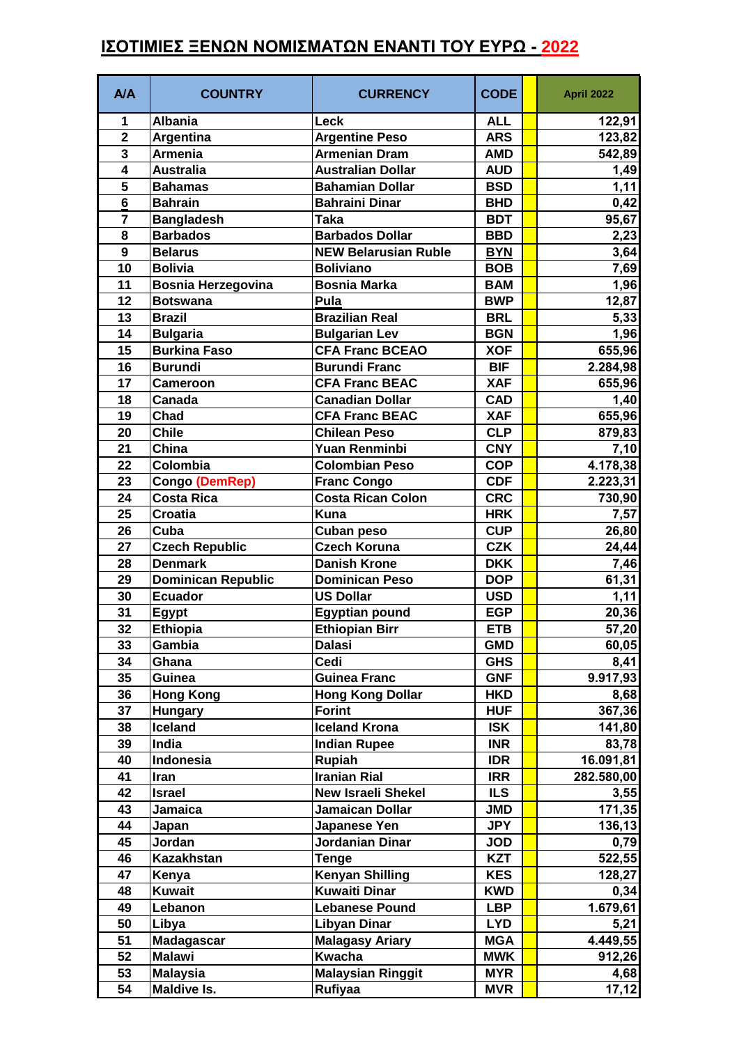# ΙΣΟΤΙΜΙΕΣ ΞΕΝΩΝ ΝΟΜΙΣΜΑΤΩΝ ΕΝΑΝΤΙ ΤΟΥ ΕΥΡΩ - 2022

| A/A | COUNTRY | CURRENCY | CODE | | April 2022 |
|---|---|---|---|---|---|
| 1 | Albania | Leck | ALL | | 122,91 |
| 2 | Argentina | Argentine Peso | ARS | | 123,82 |
| 3 | Armenia | Armenian Dram | AMD | | 542,89 |
| 4 | Australia | Australian Dollar | AUD | | 1,49 |
| 5 | Bahamas | Bahamian Dollar | BSD | | 1,11 |
| 6 | Bahrain | Bahraini Dinar | BHD | | 0,42 |
| 7 | Bangladesh | Taka | BDT | | 95,67 |
| 8 | Barbados | Barbados Dollar | BBD | | 2,23 |
| 9 | Belarus | NEW Belarusian Ruble | BYN | | 3,64 |
| 10 | Bolivia | Boliviano | BOB | | 7,69 |
| 11 | Bosnia Herzegovina | Bosnia Marka | BAM | | 1,96 |
| 12 | Botswana | Pula | BWP | | 12,87 |
| 13 | Brazil | Brazilian Real | BRL | | 5,33 |
| 14 | Bulgaria | Bulgarian Lev | BGN | | 1,96 |
| 15 | Burkina Faso | CFA Franc BCEAO | XOF | | 655,96 |
| 16 | Burundi | Burundi Franc | BIF | | 2.284,98 |
| 17 | Cameroon | CFA Franc BEAC | XAF | | 655,96 |
| 18 | Canada | Canadian Dollar | CAD | | 1,40 |
| 19 | Chad | CFA Franc BEAC | XAF | | 655,96 |
| 20 | Chile | Chilean Peso | CLP | | 879,83 |
| 21 | China | Yuan Renminbi | CNY | | 7,10 |
| 22 | Colombia | Colombian Peso | COP | | 4.178,38 |
| 23 | Congo (DemRep) | Franc Congo | CDF | | 2.223,31 |
| 24 | Costa Rica | Costa Rican Colon | CRC | | 730,90 |
| 25 | Croatia | Kuna | HRK | | 7,57 |
| 26 | Cuba | Cuban peso | CUP | | 26,80 |
| 27 | Czech Republic | Czech Koruna | CZK | | 24,44 |
| 28 | Denmark | Danish Krone | DKK | | 7,46 |
| 29 | Dominican Republic | Dominican Peso | DOP | | 61,31 |
| 30 | Ecuador | US Dollar | USD | | 1,11 |
| 31 | Egypt | Egyptian pound | EGP | | 20,36 |
| 32 | Ethiopia | Ethiopian Birr | ETB | | 57,20 |
| 33 | Gambia | Dalasi | GMD | | 60,05 |
| 34 | Ghana | Cedi | GHS | | 8,41 |
| 35 | Guinea | Guinea Franc | GNF | | 9.917,93 |
| 36 | Hong Kong | Hong Kong Dollar | HKD | | 8,68 |
| 37 | Hungary | Forint | HUF | | 367,36 |
| 38 | Iceland | Iceland Krona | ISK | | 141,80 |
| 39 | India | Indian Rupee | INR | | 83,78 |
| 40 | Indonesia | Rupiah | IDR | | 16.091,81 |
| 41 | Iran | Iranian Rial | IRR | | 282.580,00 |
| 42 | Israel | New Israeli Shekel | ILS | | 3,55 |
| 43 | Jamaica | Jamaican Dollar | JMD | | 171,35 |
| 44 | Japan | Japanese Yen | JPY | | 136,13 |
| 45 | Jordan | Jordanian Dinar | JOD | | 0,79 |
| 46 | Kazakhstan | Tenge | KZT | | 522,55 |
| 47 | Kenya | Kenyan Shilling | KES | | 128,27 |
| 48 | Kuwait | Kuwaiti Dinar | KWD | | 0,34 |
| 49 | Lebanon | Lebanese Pound | LBP | | 1.679,61 |
| 50 | Libya | Libyan Dinar | LYD | | 5,21 |
| 51 | Madagascar | Malagasy Ariary | MGA | | 4.449,55 |
| 52 | Malawi | Kwacha | MWK | | 912,26 |
| 53 | Malaysia | Malaysian Ringgit | MYR | | 4,68 |
| 54 | Maldive Is. | Rufiyaa | MVR | | 17,12 |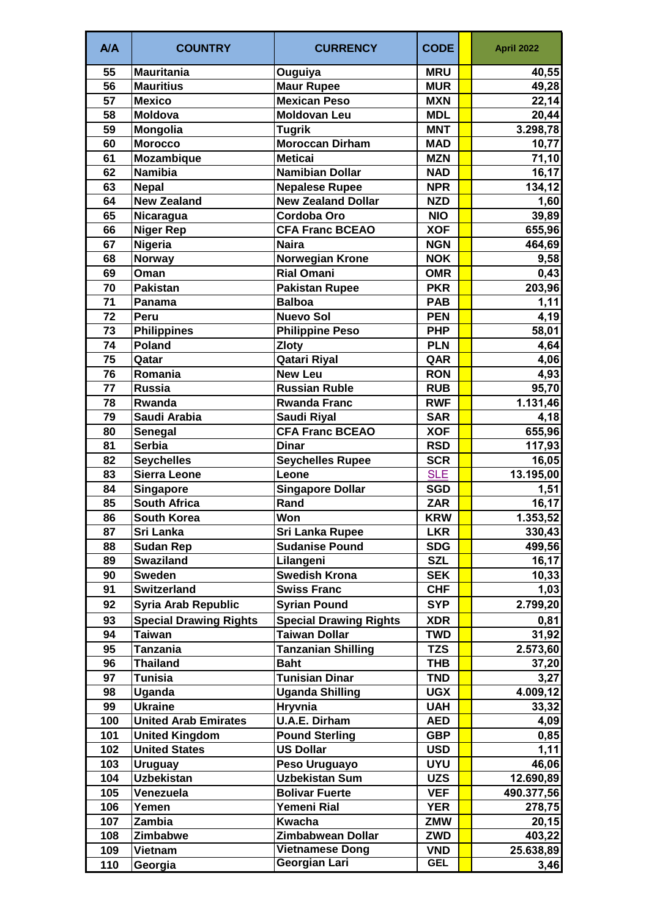| A/A | COUNTRY | CURRENCY | CODE | | April 2022 |
|---|---|---|---|---|---|
| 55 | Mauritania | Ouguiya | MRU | | 40,55 |
| 56 | Mauritius | Maur Rupee | MUR | | 49,28 |
| 57 | Mexico | Mexican Peso | MXN | | 22,14 |
| 58 | Moldova | Moldovan Leu | MDL | | 20,44 |
| 59 | Mongolia | Tugrik | MNT | | 3.298,78 |
| 60 | Morocco | Moroccan Dirham | MAD | | 10,77 |
| 61 | Mozambique | Meticai | MZN | | 71,10 |
| 62 | Namibia | Namibian Dollar | NAD | | 16,17 |
| 63 | Nepal | Nepalese Rupee | NPR | | 134,12 |
| 64 | New Zealand | New Zealand Dollar | NZD | | 1,60 |
| 65 | Nicaragua | Cordoba Oro | NIO | | 39,89 |
| 66 | Niger Rep | CFA Franc BCEAO | XOF | | 655,96 |
| 67 | Nigeria | Naira | NGN | | 464,69 |
| 68 | Norway | Norwegian Krone | NOK | | 9,58 |
| 69 | Oman | Rial Omani | OMR | | 0,43 |
| 70 | Pakistan | Pakistan Rupee | PKR | | 203,96 |
| 71 | Panama | Balboa | PAB | | 1,11 |
| 72 | Peru | Nuevo Sol | PEN | | 4,19 |
| 73 | Philippines | Philippine Peso | PHP | | 58,01 |
| 74 | Poland | Zloty | PLN | | 4,64 |
| 75 | Qatar | Qatari Riyal | QAR | | 4,06 |
| 76 | Romania | New Leu | RON | | 4,93 |
| 77 | Russia | Russian Ruble | RUB | | 95,70 |
| 78 | Rwanda | Rwanda Franc | RWF | | 1.131,46 |
| 79 | Saudi Arabia | Saudi Riyal | SAR | | 4,18 |
| 80 | Senegal | CFA Franc BCEAO | XOF | | 655,96 |
| 81 | Serbia | Dinar | RSD | | 117,93 |
| 82 | Seychelles | Seychelles Rupee | SCR | | 16,05 |
| 83 | Sierra Leone | Leone | SLE | | 13.195,00 |
| 84 | Singapore | Singapore Dollar | SGD | | 1,51 |
| 85 | South Africa | Rand | ZAR | | 16,17 |
| 86 | South Korea | Won | KRW | | 1.353,52 |
| 87 | Sri Lanka | Sri Lanka Rupee | LKR | | 330,43 |
| 88 | Sudan Rep | Sudanise Pound | SDG | | 499,56 |
| 89 | Swaziland | Lilangeni | SZL | | 16,17 |
| 90 | Sweden | Swedish Krona | SEK | | 10,33 |
| 91 | Switzerland | Swiss Franc | CHF | | 1,03 |
| 92 | Syria Arab Republic | Syrian Pound | SYP | | 2.799,20 |
| 93 | Special Drawing Rights | Special Drawing Rights | XDR | | 0,81 |
| 94 | Taiwan | Taiwan Dollar | TWD | | 31,92 |
| 95 | Tanzania | Tanzanian Shilling | TZS | | 2.573,60 |
| 96 | Thailand | Baht | THB | | 37,20 |
| 97 | Tunisia | Tunisian Dinar | TND | | 3,27 |
| 98 | Uganda | Uganda Shilling | UGX | | 4.009,12 |
| 99 | Ukraine | Hryvnia | UAH | | 33,32 |
| 100 | United Arab Emirates | U.A.E. Dirham | AED | | 4,09 |
| 101 | United Kingdom | Pound Sterling | GBP | | 0,85 |
| 102 | United States | US Dollar | USD | | 1,11 |
| 103 | Uruguay | Peso Uruguayo | UYU | | 46,06 |
| 104 | Uzbekistan | Uzbekistan Sum | UZS | | 12.690,89 |
| 105 | Venezuela | Bolivar Fuerte | VEF | | 490.377,56 |
| 106 | Yemen | Yemeni Rial | YER | | 278,75 |
| 107 | Zambia | Kwacha | ZMW | | 20,15 |
| 108 | Zimbabwe | Zimbabwean Dollar | ZWD | | 403,22 |
| 109 | Vietnam | Vietnamese Dong | VND | | 25.638,89 |
| 110 | Georgia | Georgian Lari | GEL | | 3,46 |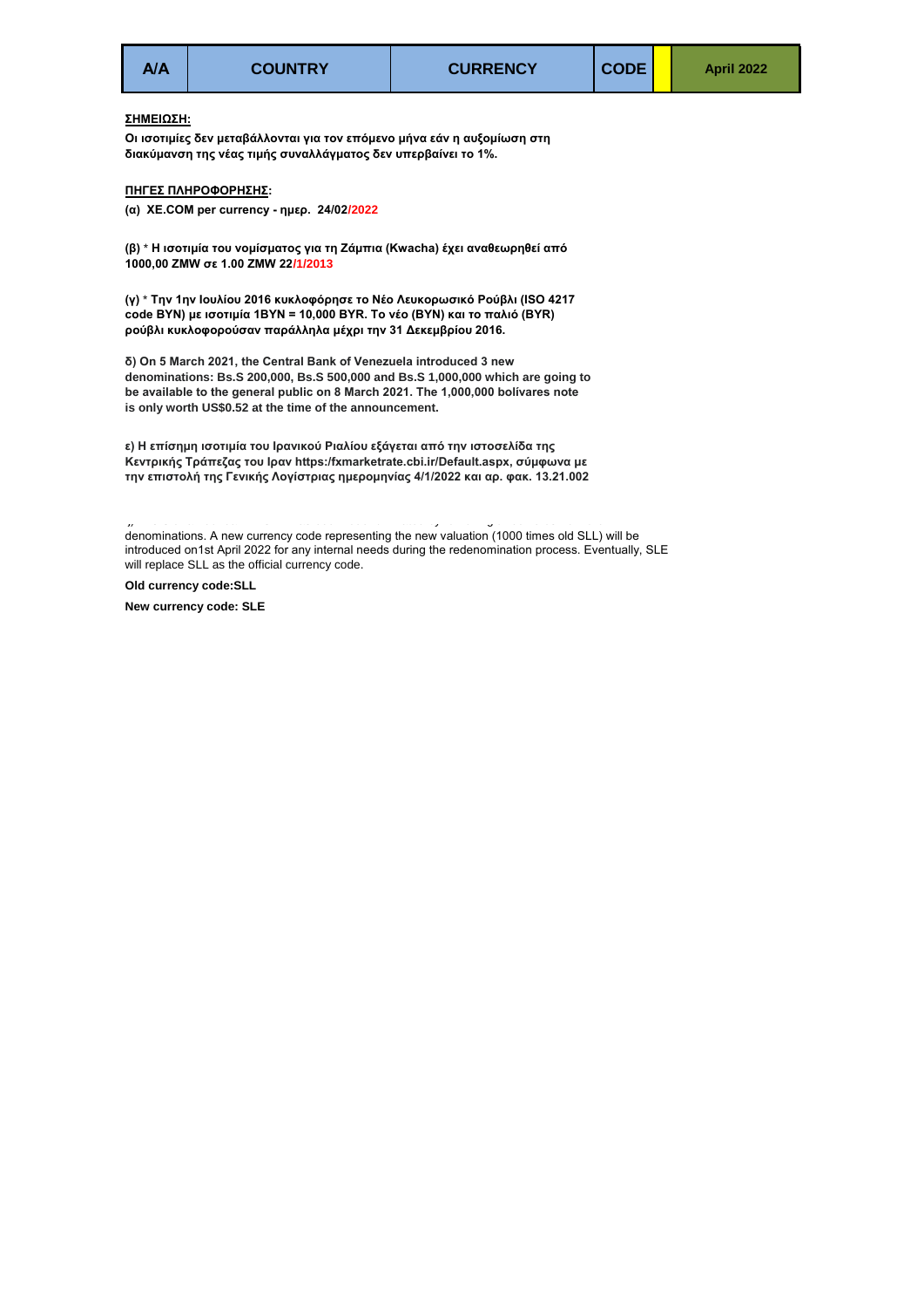| A/A | COUNTRY | CURRENCY | CODE | | April 2022 |
|---|---|---|---|---|---|

**ΣΗΜΕΙΩΣΗ:**

**Οι ισοτιμίες δεν μεταβάλλονται για τον επόμενο μήνα εάν η αυξομίωση στη διακύμανση της νέας τιμής συναλλάγματος δεν υπερβαίνει το 1%.**

**ΠΗΓΕΣ ΠΛΗΡΟΦΟΡΗΣΗΣ:**

**(α) XE.COM per currency - ημερ. 24/02/2022**

**(β) * Η ισοτιμία του νομίσματος για τη Ζάμπια (Kwacha) έχει αναθεωρηθεί από 1000,00 ZMW σε 1.00 ZMW 22/1/2013**

**(γ) * Την 1ην Ιουλίου 2016 κυκλοφόρησε το Νέο Λευκορωσικό Ρούβλι (ISO 4217 code BYN) με ισοτιμία 1BYN = 10,000 BYR. Το νέο (BYN) και το παλιό (BYR) ρούβλι κυκλοφορούσαν παράλληλα μέχρι την 31 Δεκεμβρίου 2016.**

**δ) On 5 March 2021, the Central Bank of Venezuela introduced 3 new denominations: Bs.S 200,000, Bs.S 500,000 and Bs.S 1,000,000 which are going to be available to the general public on 8 March 2021. The 1,000,000 bolívares note is only worth US$0.52 at the time of the announcement.**

**ε) Η επίσημη ισοτιμία του Ιρανικού Ριαλίου εξάγεται από την ιστοσελίδα της Κεντρικής Τράπεζας του Ιραν https:/fxmarketrate.cbi.ir/Default.aspx, σύμφωνα με την επιστολή της Γενικής Λογίστριας ημερομηνίας 4/1/2022 και αρ. φακ. 13.21.002**

denominations. A new currency code representing the new valuation (1000 times old SLL) will be introduced on1st April 2022 for any internal needs during the redenomination process. Eventually, SLE will replace SLL as the official currency code.

**Old currency code:SLL**

**New currency code: SLE**